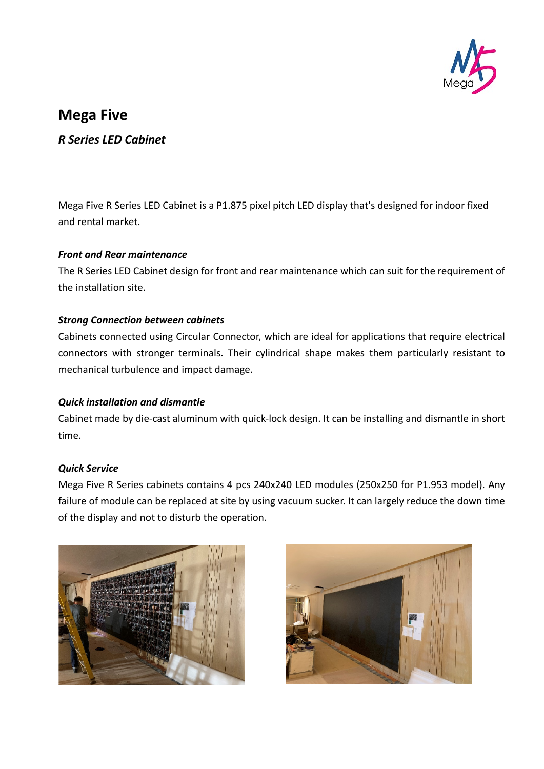# Mega Five

## *R Series LED Cabinet*

Mega Five R Series LED Cabinet is a P1.875 pixel pitch LED display that's designed for indoor fixed and rental market.

***Front and Rear maintenance***

The R Series LED Cabinet design for front and rear maintenance which can suit for the requirement of the installation site.

***Strong Connection between cabinets***

Cabinets connected using Circular Connector, which are ideal for applications that require electrical connectors with stronger terminals. Their cylindrical shape makes them particularly resistant to mechanical turbulence and impact damage.

***Quick installation and dismantle***

Cabinet made by die-cast aluminum with quick-lock design. It can be installing and dismantle in short time.

***Quick Service***

Mega Five R Series cabinets contains 4 pcs 240x240 LED modules (250x250 for P1.953 model). Any failure of module can be replaced at site by using vacuum sucker. It can largely reduce the down time of the display and not to disturb the operation.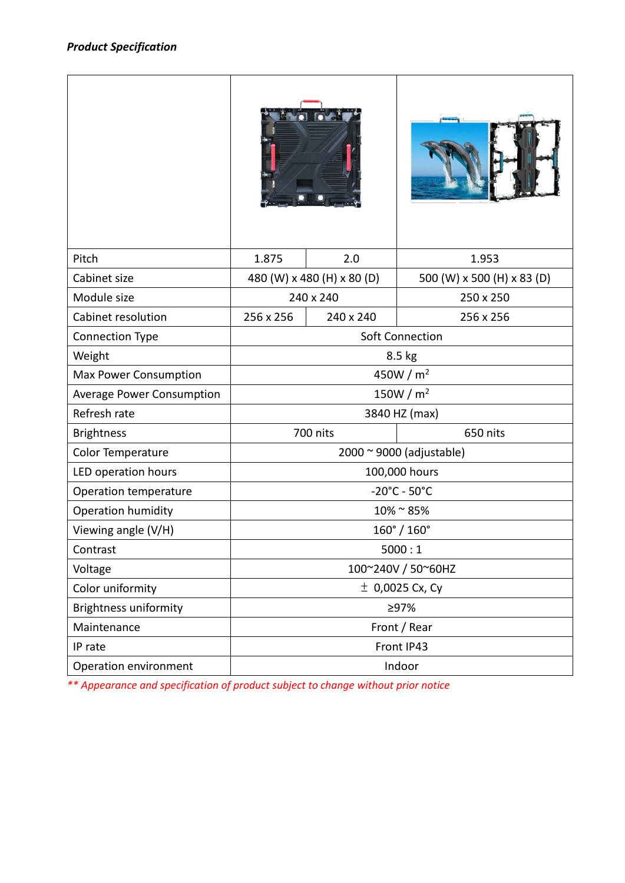***Product Specification***

| | | | |
|---|---|---|---|
| Pitch | 1.875 | 2.0 | 1.953 |
| Cabinet size | 480 (W) x 480 (H) x 80 (D) | | 500 (W) x 500 (H) x 83 (D) |
| Module size | 240 x 240 | | 250 x 250 |
| Cabinet resolution | 256 x 256 | 240 x 240 | 256 x 256 |
| Connection Type | Soft Connection | | |
| Weight | 8.5 kg | | |
| Max Power Consumption | 450W / $m^2$ | | |
| Average Power Consumption | 150W / $m^2$ | | |
| Refresh rate | 3840 HZ (max) | | |
| Brightness | 700 nits | | 650 nits |
| Color Temperature | 2000 ~ 9000 (adjustable) | | |
| LED operation hours | 100,000 hours | | |
| Operation temperature | -20°C - 50°C | | |
| Operation humidity | 10% ~ 85% | | |
| Viewing angle (V/H) | 160° / 160° | | |
| Contrast | 5000 : 1 | | |
| Voltage | 100~240V / 50~60HZ | | |
| Color uniformity | ± 0,0025 Cx, Cy | | |
| Brightness uniformity | ≥97% | | |
| Maintenance | Front / Rear | | |
| IP rate | Front IP43 | | |
| Operation environment | Indoor | | |

*** Appearance and specification of product subject to change without prior notice*